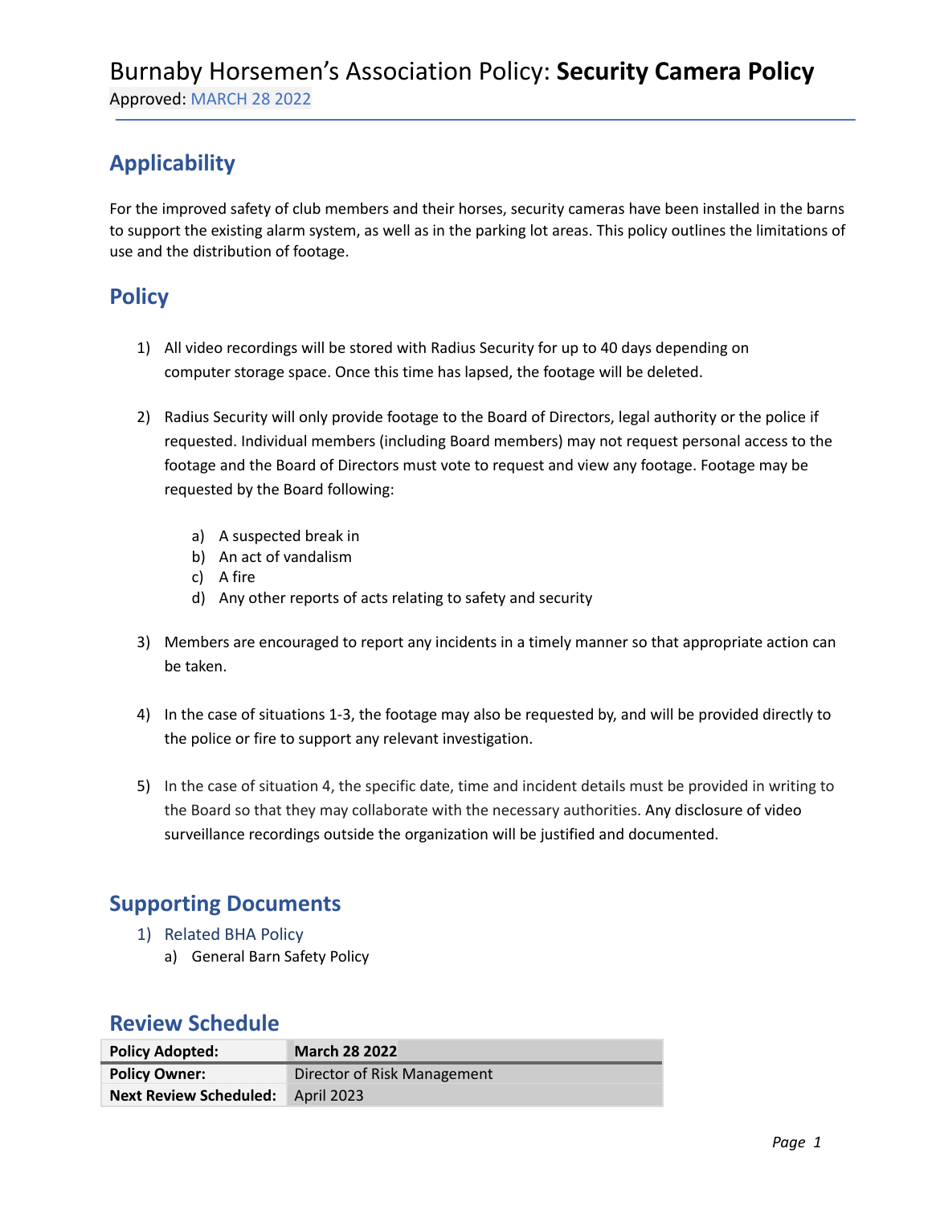# Burnaby Horsemen's Association Policy: **Security Camera Policy**

Approved: MARCH 28 2022

## Applicability

For the improved safety of club members and their horses, security cameras have been installed in the barns to support the existing alarm system, as well as in the parking lot areas. This policy outlines the limitations of use and the distribution of footage.

## Policy

1) All video recordings will be stored with Radius Security for up to 40 days depending on computer storage space. Once this time has lapsed, the footage will be deleted.

2) Radius Security will only provide footage to the Board of Directors, legal authority or the police if requested. Individual members (including Board members) may not request personal access to the footage and the Board of Directors must vote to request and view any footage. Footage may be requested by the Board following:

   a) A suspected break in
   b) An act of vandalism
   c) A fire
   d) Any other reports of acts relating to safety and security

3) Members are encouraged to report any incidents in a timely manner so that appropriate action can be taken.

4) In the case of situations 1-3, the footage may also be requested by, and will be provided directly to the police or fire to support any relevant investigation.

5) In the case of situation 4, the specific date, time and incident details must be provided in writing to the Board so that they may collaborate with the necessary authorities. Any disclosure of video surveillance recordings outside the organization will be justified and documented.

## Supporting Documents

1) Related BHA Policy
   a) General Barn Safety Policy

## Review Schedule

| **Policy Adopted:** | **March 28 2022** |
|---|---|
| **Policy Owner:** | Director of Risk Management |
| **Next Review Scheduled:** | April 2023 |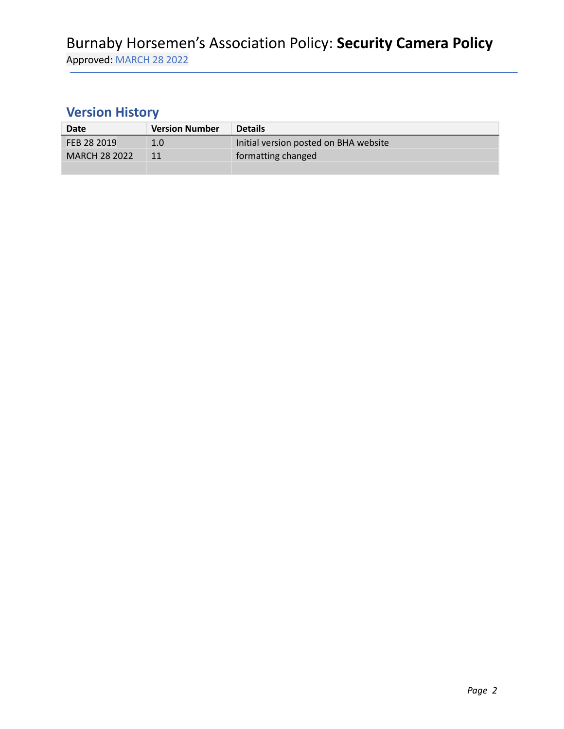## Version History

| Date | Version Number | Details |
|---|---|---|
| FEB 28 2019 | 1.0 | Initial version posted on BHA website |
| MARCH 28 2022 | 11 | formatting changed |
| | | |